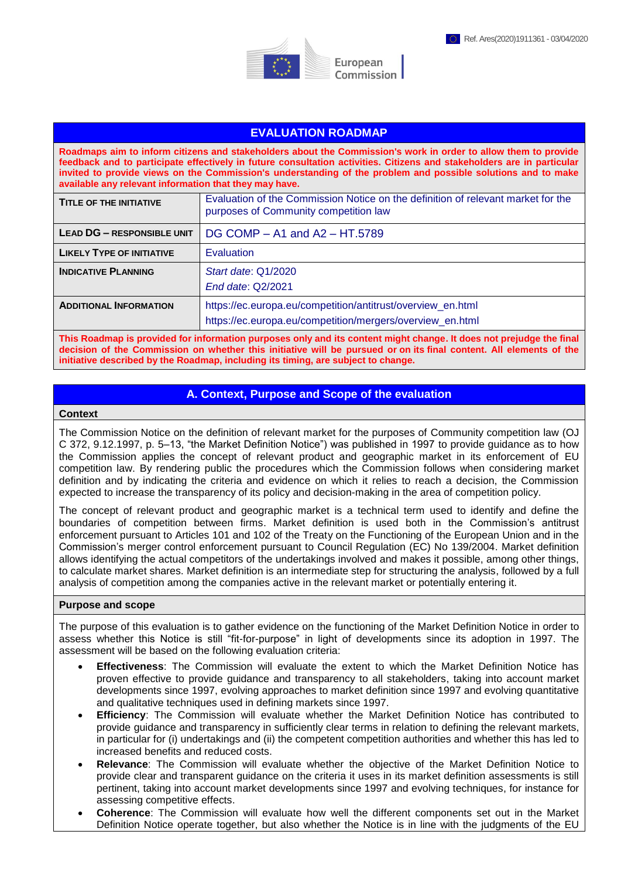Ref. Ares(2020)1911361 - 03/04/2020

European Commission

# EVALUATION ROADMAP

**Roadmaps aim to inform citizens and stakeholders about the Commission's work in order to allow them to provide feedback and to participate effectively in future consultation activities. Citizens and stakeholders are in particular invited to provide views on the Commission's understanding of the problem and possible solutions and to make available any relevant information that they may have.**

| | |
|---|---|
| **TITLE OF THE INITIATIVE** | Evaluation of the Commission Notice on the definition of relevant market for the purposes of Community competition law |
| **LEAD DG – RESPONSIBLE UNIT** | DG COMP – A1 and A2 – HT.5789 |
| **LIKELY TYPE OF INITIATIVE** | Evaluation |
| **INDICATIVE PLANNING** | *Start date*: Q1/2020<br>*End date*: Q2/2021 |
| **ADDITIONAL INFORMATION** | https://ec.europa.eu/competition/antitrust/overview_en.html<br>https://ec.europa.eu/competition/mergers/overview_en.html |

**This Roadmap is provided for information purposes only and its content might change. It does not prejudge the final decision of the Commission on whether this initiative will be pursued or on its final content. All elements of the initiative described by the Roadmap, including its timing, are subject to change.**

## A. Context, Purpose and Scope of the evaluation

### Context

The Commission Notice on the definition of relevant market for the purposes of Community competition law (OJ C 372, 9.12.1997, p. 5–13, "the Market Definition Notice") was published in 1997 to provide guidance as to how the Commission applies the concept of relevant product and geographic market in its enforcement of EU competition law. By rendering public the procedures which the Commission follows when considering market definition and by indicating the criteria and evidence on which it relies to reach a decision, the Commission expected to increase the transparency of its policy and decision-making in the area of competition policy.

The concept of relevant product and geographic market is a technical term used to identify and define the boundaries of competition between firms. Market definition is used both in the Commission's antitrust enforcement pursuant to Articles 101 and 102 of the Treaty on the Functioning of the European Union and in the Commission's merger control enforcement pursuant to Council Regulation (EC) No 139/2004. Market definition allows identifying the actual competitors of the undertakings involved and makes it possible, among other things, to calculate market shares. Market definition is an intermediate step for structuring the analysis, followed by a full analysis of competition among the companies active in the relevant market or potentially entering it.

### Purpose and scope

The purpose of this evaluation is to gather evidence on the functioning of the Market Definition Notice in order to assess whether this Notice is still "fit-for-purpose" in light of developments since its adoption in 1997. The assessment will be based on the following evaluation criteria:

- **Effectiveness**: The Commission will evaluate the extent to which the Market Definition Notice has proven effective to provide guidance and transparency to all stakeholders, taking into account market developments since 1997, evolving approaches to market definition since 1997 and evolving quantitative and qualitative techniques used in defining markets since 1997.
- **Efficiency**: The Commission will evaluate whether the Market Definition Notice has contributed to provide guidance and transparency in sufficiently clear terms in relation to defining the relevant markets, in particular for (i) undertakings and (ii) the competent competition authorities and whether this has led to increased benefits and reduced costs.
- **Relevance**: The Commission will evaluate whether the objective of the Market Definition Notice to provide clear and transparent guidance on the criteria it uses in its market definition assessments is still pertinent, taking into account market developments since 1997 and evolving techniques, for instance for assessing competitive effects.
- **Coherence**: The Commission will evaluate how well the different components set out in the Market Definition Notice operate together, but also whether the Notice is in line with the judgments of the EU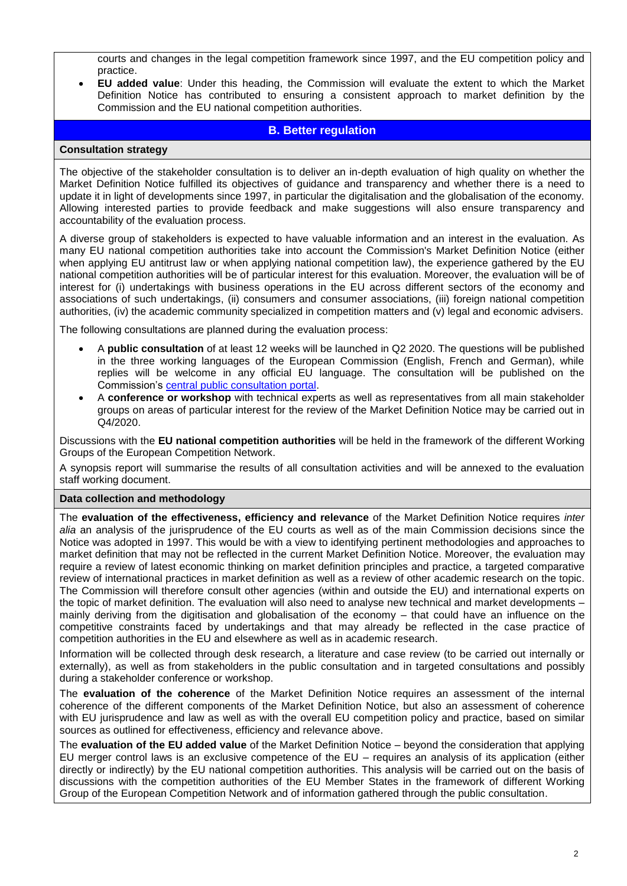courts and changes in the legal competition framework since 1997, and the EU competition policy and practice.

- **EU added value**: Under this heading, the Commission will evaluate the extent to which the Market Definition Notice has contributed to ensuring a consistent approach to market definition by the Commission and the EU national competition authorities.

## B. Better regulation

### Consultation strategy

The objective of the stakeholder consultation is to deliver an in-depth evaluation of high quality on whether the Market Definition Notice fulfilled its objectives of guidance and transparency and whether there is a need to update it in light of developments since 1997, in particular the digitalisation and the globalisation of the economy. Allowing interested parties to provide feedback and make suggestions will also ensure transparency and accountability of the evaluation process.

A diverse group of stakeholders is expected to have valuable information and an interest in the evaluation. As many EU national competition authorities take into account the Commission's Market Definition Notice (either when applying EU antitrust law or when applying national competition law), the experience gathered by the EU national competition authorities will be of particular interest for this evaluation. Moreover, the evaluation will be of interest for (i) undertakings with business operations in the EU across different sectors of the economy and associations of such undertakings, (ii) consumers and consumer associations, (iii) foreign national competition authorities, (iv) the academic community specialized in competition matters and (v) legal and economic advisers.

The following consultations are planned during the evaluation process:

- A **public consultation** of at least 12 weeks will be launched in Q2 2020. The questions will be published in the three working languages of the European Commission (English, French and German), while replies will be welcome in any official EU language. The consultation will be published on the Commission's central public consultation portal.
- A **conference or workshop** with technical experts as well as representatives from all main stakeholder groups on areas of particular interest for the review of the Market Definition Notice may be carried out in Q4/2020.

Discussions with the **EU national competition authorities** will be held in the framework of the different Working Groups of the European Competition Network.

A synopsis report will summarise the results of all consultation activities and will be annexed to the evaluation staff working document.

### Data collection and methodology

The **evaluation of the effectiveness, efficiency and relevance** of the Market Definition Notice requires *inter alia* an analysis of the jurisprudence of the EU courts as well as of the main Commission decisions since the Notice was adopted in 1997. This would be with a view to identifying pertinent methodologies and approaches to market definition that may not be reflected in the current Market Definition Notice. Moreover, the evaluation may require a review of latest economic thinking on market definition principles and practice, a targeted comparative review of international practices in market definition as well as a review of other academic research on the topic. The Commission will therefore consult other agencies (within and outside the EU) and international experts on the topic of market definition. The evaluation will also need to analyse new technical and market developments – mainly deriving from the digitisation and globalisation of the economy – that could have an influence on the competitive constraints faced by undertakings and that may already be reflected in the case practice of competition authorities in the EU and elsewhere as well as in academic research.

Information will be collected through desk research, a literature and case review (to be carried out internally or externally), as well as from stakeholders in the public consultation and in targeted consultations and possibly during a stakeholder conference or workshop.

The **evaluation of the coherence** of the Market Definition Notice requires an assessment of the internal coherence of the different components of the Market Definition Notice, but also an assessment of coherence with EU jurisprudence and law as well as with the overall EU competition policy and practice, based on similar sources as outlined for effectiveness, efficiency and relevance above.

The **evaluation of the EU added value** of the Market Definition Notice – beyond the consideration that applying EU merger control laws is an exclusive competence of the EU – requires an analysis of its application (either directly or indirectly) by the EU national competition authorities. This analysis will be carried out on the basis of discussions with the competition authorities of the EU Member States in the framework of different Working Group of the European Competition Network and of information gathered through the public consultation.